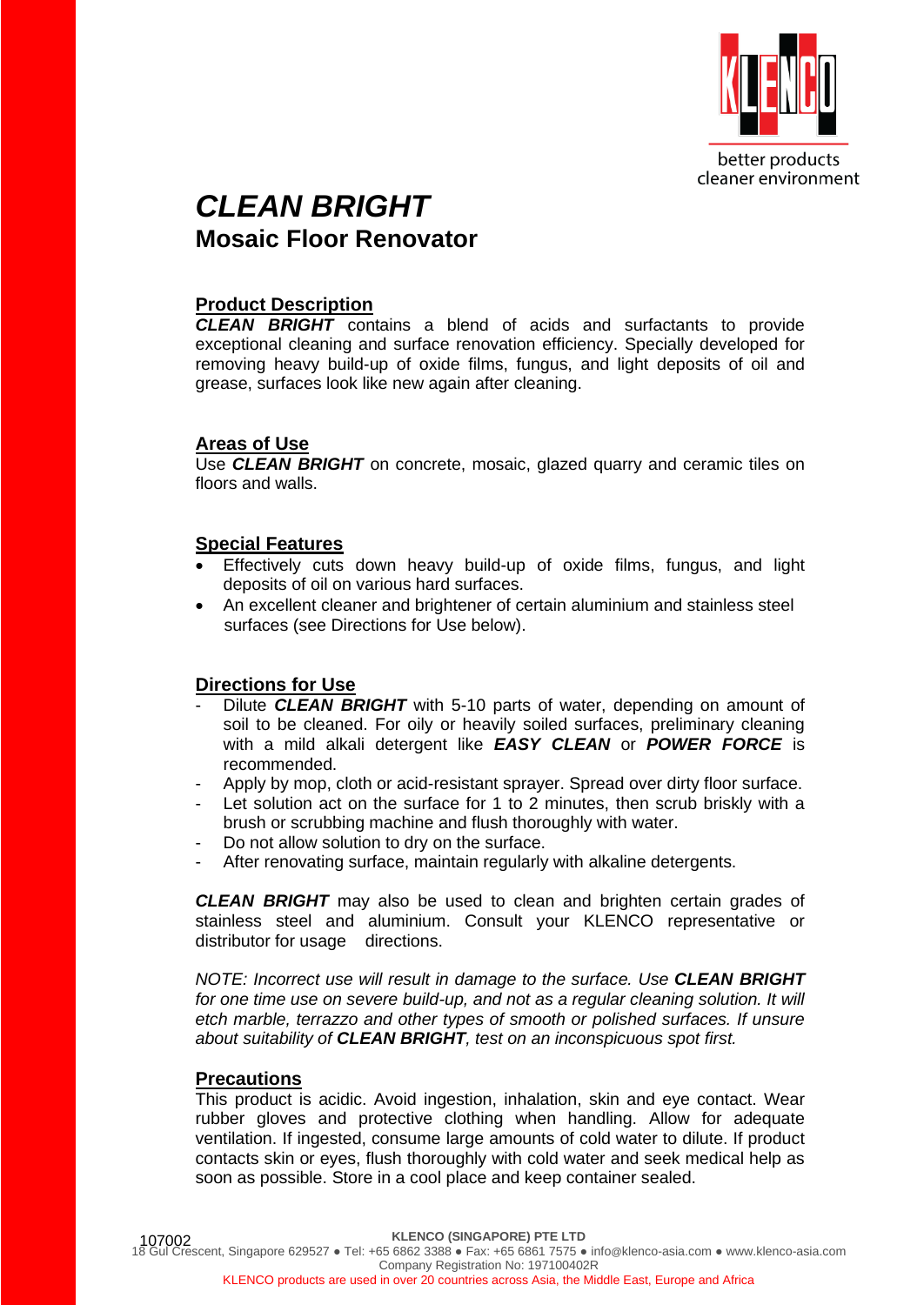better products
cleaner environment

# *CLEAN BRIGHT*

## Mosaic Floor Renovator

### Product Description

***CLEAN BRIGHT*** contains a blend of acids and surfactants to provide exceptional cleaning and surface renovation efficiency. Specially developed for removing heavy build-up of oxide films, fungus, and light deposits of oil and grease, surfaces look like new again after cleaning.

### Areas of Use

Use ***CLEAN BRIGHT*** on concrete, mosaic, glazed quarry and ceramic tiles on floors and walls.

### Special Features

- Effectively cuts down heavy build-up of oxide films, fungus, and light deposits of oil on various hard surfaces.
- An excellent cleaner and brightener of certain aluminium and stainless steel surfaces (see Directions for Use below).

### Directions for Use

- Dilute ***CLEAN BRIGHT*** with 5-10 parts of water, depending on amount of soil to be cleaned. For oily or heavily soiled surfaces, preliminary cleaning with a mild alkali detergent like ***EASY CLEAN*** or ***POWER FORCE*** is recommended.
- Apply by mop, cloth or acid-resistant sprayer. Spread over dirty floor surface.
- Let solution act on the surface for 1 to 2 minutes, then scrub briskly with a brush or scrubbing machine and flush thoroughly with water.
- Do not allow solution to dry on the surface.
- After renovating surface, maintain regularly with alkaline detergents.

***CLEAN BRIGHT*** may also be used to clean and brighten certain grades of stainless steel and aluminium. Consult your KLENCO representative or distributor for usage directions.

*NOTE: Incorrect use will result in damage to the surface. Use **CLEAN BRIGHT** for one time use on severe build-up, and not as a regular cleaning solution. It will etch marble, terrazzo and other types of smooth or polished surfaces. If unsure about suitability of **CLEAN BRIGHT**, test on an inconspicuous spot first.*

### Precautions

This product is acidic. Avoid ingestion, inhalation, skin and eye contact. Wear rubber gloves and protective clothing when handling. Allow for adequate ventilation. If ingested, consume large amounts of cold water to dilute. If product contacts skin or eyes, flush thoroughly with cold water and seek medical help as soon as possible. Store in a cool place and keep container sealed.

107002

**KLENCO (SINGAPORE) PTE LTD**
18 Gul Crescent, Singapore 629527 ● Tel: +65 6862 3388 ● Fax: +65 6861 7575 ● info@klenco-asia.com ● www.klenco-asia.com
Company Registration No: 197100402R
KLENCO products are used in over 20 countries across Asia, the Middle East, Europe and Africa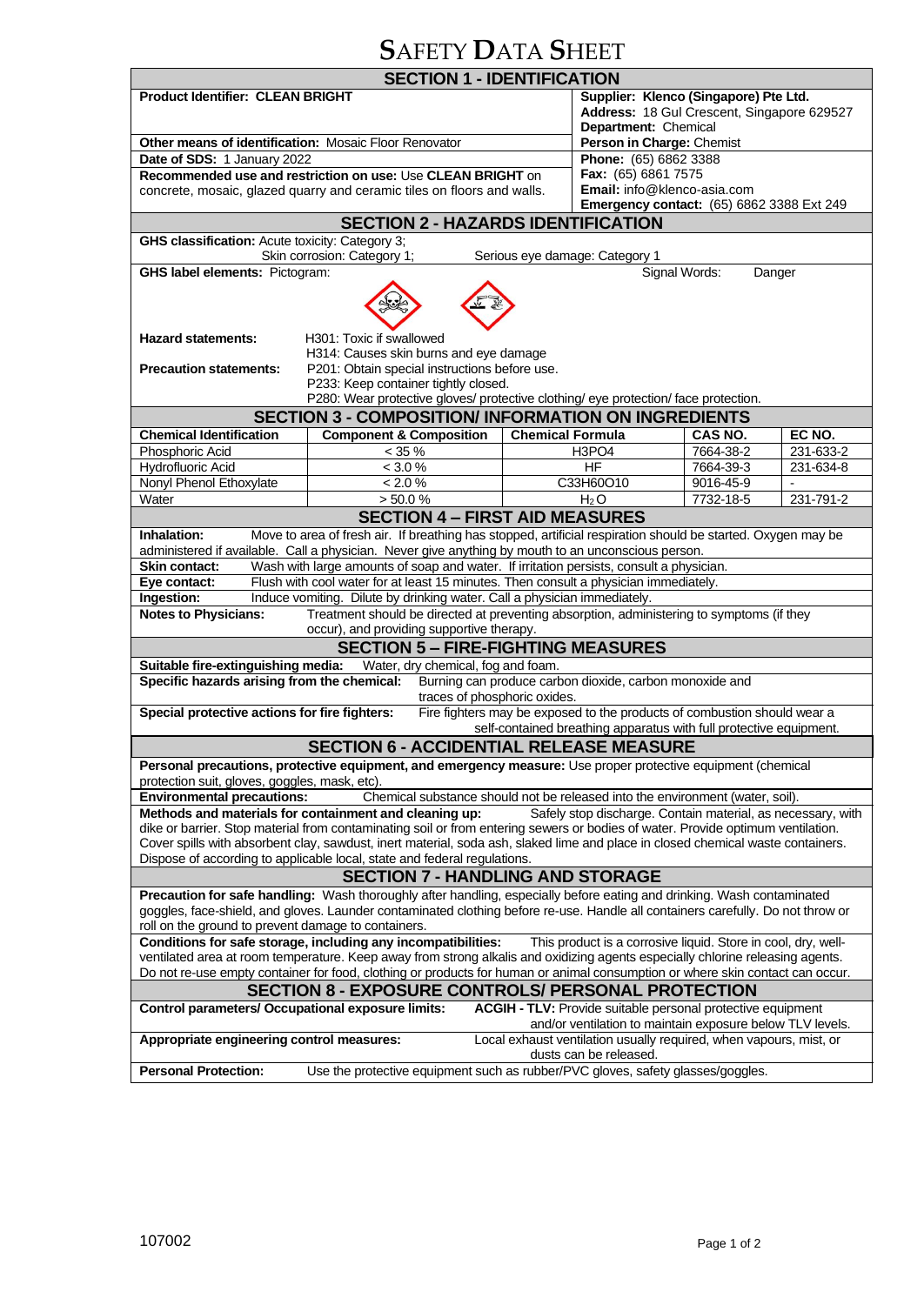# SAFETY DATA SHEET

## SECTION 1 - IDENTIFICATION

**Product Identifier: CLEAN BRIGHT**

**Other means of identification:** Mosaic Floor Renovator

**Date of SDS:** 1 January 2022

**Recommended use and restriction on use:** Use **CLEAN BRIGHT** on concrete, mosaic, glazed quarry and ceramic tiles on floors and walls.

**Supplier: Klenco (Singapore) Pte Ltd.**
**Address:** 18 Gul Crescent, Singapore 629527
**Department:** Chemical
**Person in Charge:** Chemist
**Phone:** (65) 6862 3388
**Fax:** (65) 6861 7575
**Email:** info@klenco-asia.com
**Emergency contact:** (65) 6862 3388 Ext 249

## SECTION 2 - HAZARDS IDENTIFICATION

**GHS classification:** Acute toxicity: Category 3; Skin corrosion: Category 1; Serious eye damage: Category 1

**GHS label elements:** Pictogram:

Signal Words: Danger

**Hazard statements:**
H301: Toxic if swallowed
H314: Causes skin burns and eye damage

**Precaution statements:**
P201: Obtain special instructions before use.
P233: Keep container tightly closed.
P280: Wear protective gloves/ protective clothing/ eye protection/ face protection.

## SECTION 3 - COMPOSITION/ INFORMATION ON INGREDIENTS

| Chemical Identification | Component & Composition | Chemical Formula | CAS NO. | EC NO. |
|---|---|---|---|---|
| Phosphoric Acid | < 35 % | $H_3PO_4$ | 7664-38-2 | 231-633-2 |
| Hydrofluoric Acid | < 3.0 % | HF | 7664-39-3 | 231-634-8 |
| Nonyl Phenol Ethoxylate | < 2.0 % | $C_{33}H_{60}O_{10}$ | 9016-45-9 | - |
| Water | > 50.0 % | $H_2O$ | 7732-18-5 | 231-791-2 |

## SECTION 4 – FIRST AID MEASURES

**Inhalation:** Move to area of fresh air. If breathing has stopped, artificial respiration should be started. Oxygen may be administered if available. Call a physician. Never give anything by mouth to an unconscious person.

**Skin contact:** Wash with large amounts of soap and water. If irritation persists, consult a physician.

**Eye contact:** Flush with cool water for at least 15 minutes. Then consult a physician immediately.

**Ingestion:** Induce vomiting. Dilute by drinking water. Call a physician immediately.

**Notes to Physicians:** Treatment should be directed at preventing absorption, administering to symptoms (if they occur), and providing supportive therapy.

## SECTION 5 – FIRE-FIGHTING MEASURES

**Suitable fire-extinguishing media:** Water, dry chemical, fog and foam.

**Specific hazards arising from the chemical:** Burning can produce carbon dioxide, carbon monoxide and traces of phosphoric oxides.

**Special protective actions for fire fighters:** Fire fighters may be exposed to the products of combustion should wear a self-contained breathing apparatus with full protective equipment.

## SECTION 6 - ACCIDENTAL RELEASE MEASURE

**Personal precautions, protective equipment, and emergency measure:** Use proper protective equipment (chemical protection suit, gloves, goggles, mask, etc).

**Environmental precautions:** Chemical substance should not be released into the environment (water, soil).

**Methods and materials for containment and cleaning up:** Safely stop discharge. Contain material, as necessary, with dike or barrier. Stop material from contaminating soil or from entering sewers or bodies of water. Provide optimum ventilation. Cover spills with absorbent clay, sawdust, inert material, soda ash, slaked lime and place in closed chemical waste containers. Dispose of according to applicable local, state and federal regulations.

## SECTION 7 - HANDLING AND STORAGE

**Precaution for safe handling:** Wash thoroughly after handling, especially before eating and drinking. Wash contaminated goggles, face-shield, and gloves. Launder contaminated clothing before re-use. Handle all containers carefully. Do not throw or roll on the ground to prevent damage to containers.

**Conditions for safe storage, including any incompatibilities:** This product is a corrosive liquid. Store in cool, dry, well-ventilated area at room temperature. Keep away from strong alkalis and oxidizing agents especially chlorine releasing agents. Do not re-use empty container for food, clothing or products for human or animal consumption or where skin contact can occur.

## SECTION 8 - EXPOSURE CONTROLS/ PERSONAL PROTECTION

**Control parameters/ Occupational exposure limits:** **ACGIH - TLV:** Provide suitable personal protective equipment and/or ventilation to maintain exposure below TLV levels.

**Appropriate engineering control measures:** Local exhaust ventilation usually required, when vapours, mist, or dusts can be released.

**Personal Protection:** Use the protective equipment such as rubber/PVC gloves, safety glasses/goggles.

107002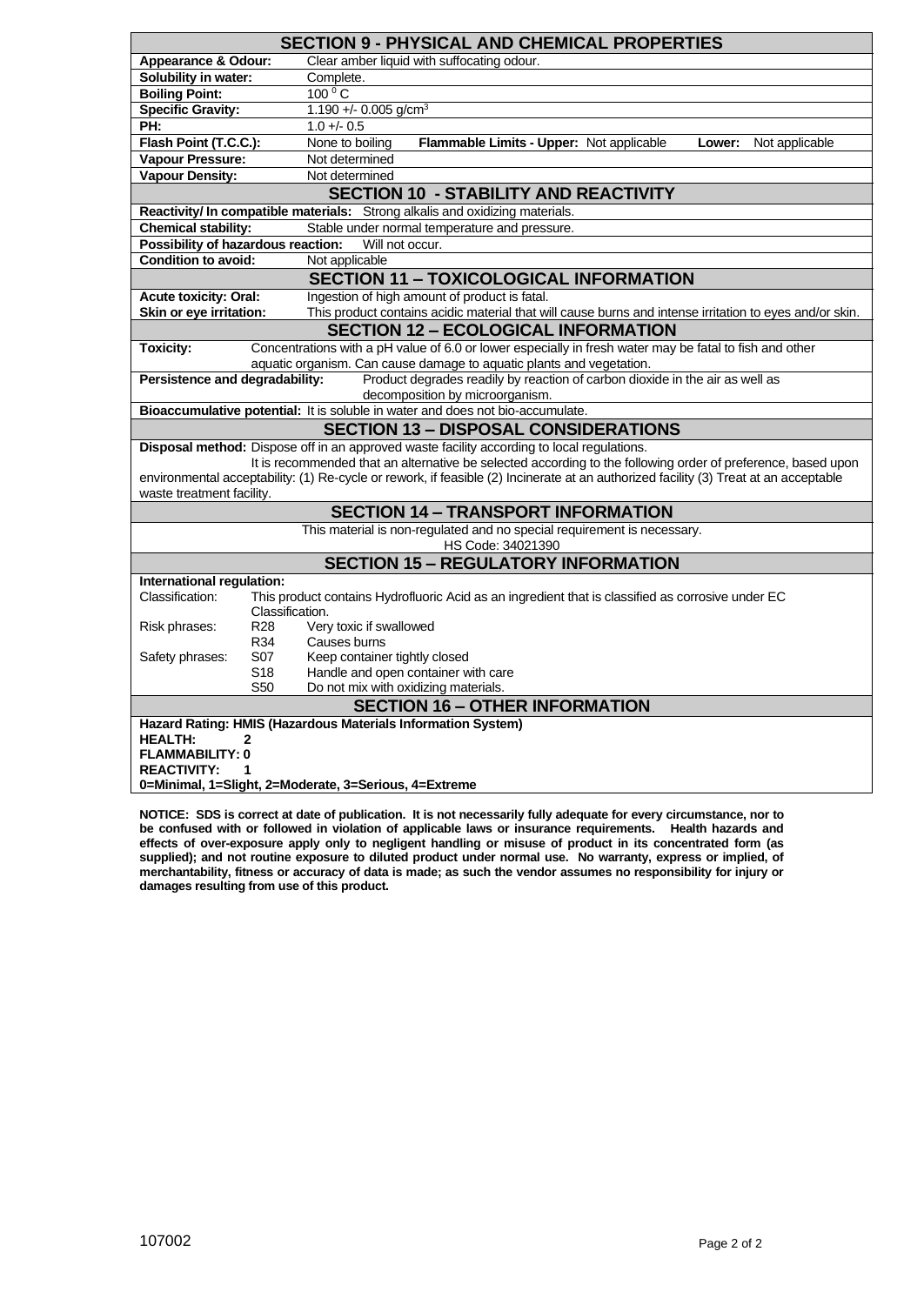## SECTION 9 - PHYSICAL AND CHEMICAL PROPERTIES

| | |
|---|---|
| **Appearance & Odour:** | Clear amber liquid with suffocating odour. |
| **Solubility in water:** | Complete. |
| **Boiling Point:** | $100\,^{0}C$ |
| **Specific Gravity:** | 1.190 +/- 0.005 g/cm$^3$ |
| **PH:** | 1.0 +/- 0.5 |
| **Flash Point (T.C.C.):** | None to boiling **Flammable Limits - Upper:** Not applicable **Lower:** Not applicable |
| **Vapour Pressure:** | Not determined |
| **Vapour Density:** | Not determined |

## SECTION 10 - STABILITY AND REACTIVITY

**Reactivity/ In compatible materials:** Strong alkalis and oxidizing materials.

**Chemical stability:** Stable under normal temperature and pressure.

**Possibility of hazardous reaction:** Will not occur.

**Condition to avoid:** Not applicable

## SECTION 11 – TOXICOLOGICAL INFORMATION

**Acute toxicity: Oral:** Ingestion of high amount of product is fatal.

**Skin or eye irritation:** This product contains acidic material that will cause burns and intense irritation to eyes and/or skin.

## SECTION 12 – ECOLOGICAL INFORMATION

**Toxicity:** Concentrations with a pH value of 6.0 or lower especially in fresh water may be fatal to fish and other aquatic organism. Can cause damage to aquatic plants and vegetation.

**Persistence and degradability:** Product degrades readily by reaction of carbon dioxide in the air as well as decomposition by microorganism.

**Bioaccumulative potential:** It is soluble in water and does not bio-accumulate.

## SECTION 13 – DISPOSAL CONSIDERATIONS

**Disposal method:** Dispose off in an approved waste facility according to local regulations.

It is recommended that an alternative be selected according to the following order of preference, based upon environmental acceptability: (1) Re-cycle or rework, if feasible (2) Incinerate at an authorized facility (3) Treat at an acceptable waste treatment facility.

## SECTION 14 – TRANSPORT INFORMATION

This material is non-regulated and no special requirement is necessary.

HS Code: 34021390

## SECTION 15 – REGULATORY INFORMATION

**International regulation:**

Classification: This product contains Hydrofluoric Acid as an ingredient that is classified as corrosive under EC Classification.

| | | |
|---|---|---|
| Risk phrases: | R28 | Very toxic if swallowed |
| | R34 | Causes burns |
| Safety phrases: | S07 | Keep container tightly closed |
| | S18 | Handle and open container with care |
| | S50 | Do not mix with oxidizing materials. |

## SECTION 16 – OTHER INFORMATION

**Hazard Rating: HMIS (Hazardous Materials Information System)**

**HEALTH: 2**
**FLAMMABILITY: 0**
**REACTIVITY: 1**
**0=Minimal, 1=Slight, 2=Moderate, 3=Serious, 4=Extreme**

**NOTICE: SDS is correct at date of publication. It is not necessarily fully adequate for every circumstance, nor to be confused with or followed in violation of applicable laws or insurance requirements. Health hazards and effects of over-exposure apply only to negligent handling or misuse of product in its concentrated form (as supplied); and not routine exposure to diluted product under normal use. No warranty, express or implied, of merchantability, fitness or accuracy of data is made; as such the vendor assumes no responsibility for injury or damages resulting from use of this product.**

107002